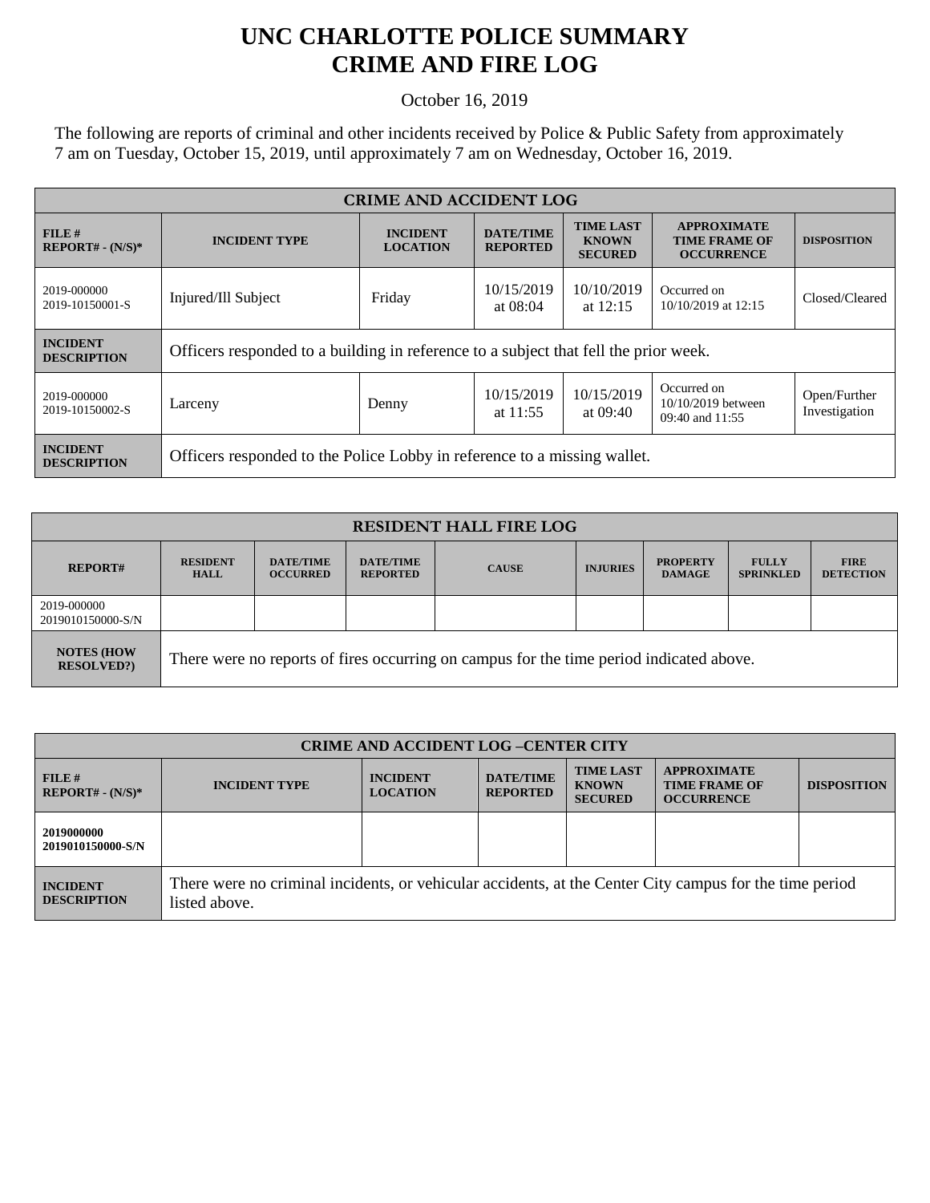# UNC CHARLOTTE POLICE SUMMARY
# CRIME AND FIRE LOG

October 16, 2019

The following are reports of criminal and other incidents received by Police & Public Safety from approximately 7 am on Tuesday, October 15, 2019, until approximately 7 am on Wednesday, October 16, 2019.

| CRIME AND ACCIDENT LOG | | | | | | |
|---|---|---|---|---|---|---|
| **FILE # REPORT# - (N/S)*** | **INCIDENT TYPE** | **INCIDENT LOCATION** | **DATE/TIME REPORTED** | **TIME LAST KNOWN SECURED** | **APPROXIMATE TIME FRAME OF OCCURRENCE** | **DISPOSITION** |
| 2019-000000 2019-10150001-S | Injured/Ill Subject | Friday | 10/15/2019 at 08:04 | 10/10/2019 at 12:15 | Occurred on 10/10/2019 at 12:15 | Closed/Cleared |
| **INCIDENT DESCRIPTION** | Officers responded to a building in reference to a subject that fell the prior week. | | | | | |
| 2019-000000 2019-10150002-S | Larceny | Denny | 10/15/2019 at 11:55 | 10/15/2019 at 09:40 | Occurred on 10/10/2019 between 09:40 and 11:55 | Open/Further Investigation |
| **INCIDENT DESCRIPTION** | Officers responded to the Police Lobby in reference to a missing wallet. | | | | | |

| RESIDENT HALL FIRE LOG | | | | | | | | |
|---|---|---|---|---|---|---|---|---|
| **REPORT#** | **RESIDENT HALL** | **DATE/TIME OCCURRED** | **DATE/TIME REPORTED** | **CAUSE** | **INJURIES** | **PROPERTY DAMAGE** | **FULLY SPRINKLED** | **FIRE DETECTION** |
| 2019-000000 2019010150000-S/N | | | | | | | | |
| **NOTES (HOW RESOLVED?)** | There were no reports of fires occurring on campus for the time period indicated above. | | | | | | | |

| CRIME AND ACCIDENT LOG –CENTER CITY | | | | | | |
|---|---|---|---|---|---|---|
| **FILE # REPORT# - (N/S)*** | **INCIDENT TYPE** | **INCIDENT LOCATION** | **DATE/TIME REPORTED** | **TIME LAST KNOWN SECURED** | **APPROXIMATE TIME FRAME OF OCCURRENCE** | **DISPOSITION** |
| **2019000000 2019010150000-S/N** | | | | | | |
| **INCIDENT DESCRIPTION** | There were no criminal incidents, or vehicular accidents, at the Center City campus for the time period listed above. | | | | | |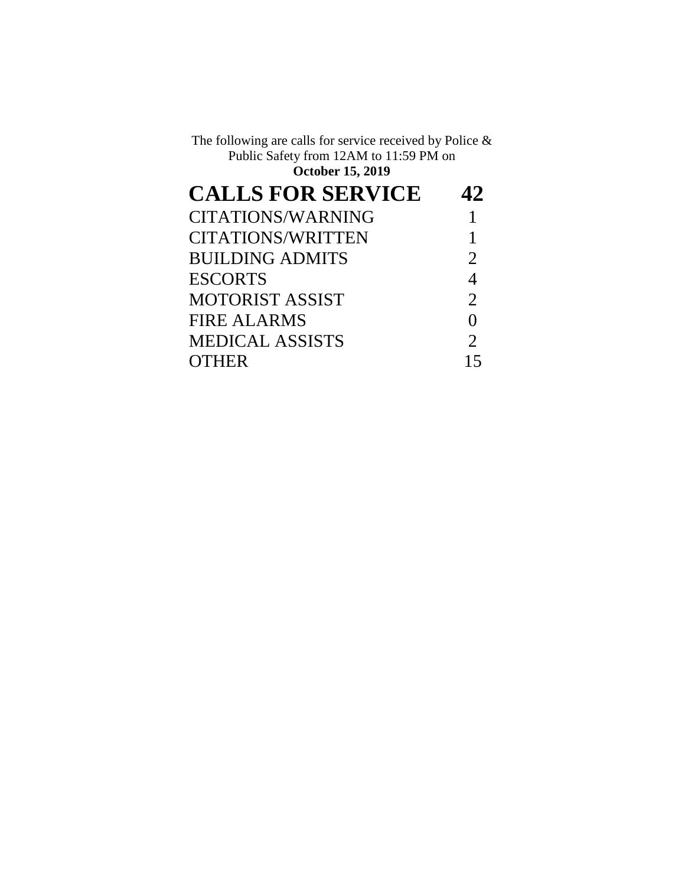The following are calls for service received by Police & Public Safety from 12AM to 11:59 PM on

**October 15, 2019**

| | |
|---|---|
| **CALLS FOR SERVICE** | **42** |
| CITATIONS/WARNING | 1 |
| CITATIONS/WRITTEN | 1 |
| BUILDING ADMITS | 2 |
| ESCORTS | 4 |
| MOTORIST ASSIST | 2 |
| FIRE ALARMS | 0 |
| MEDICAL ASSISTS | 2 |
| OTHER | 15 |